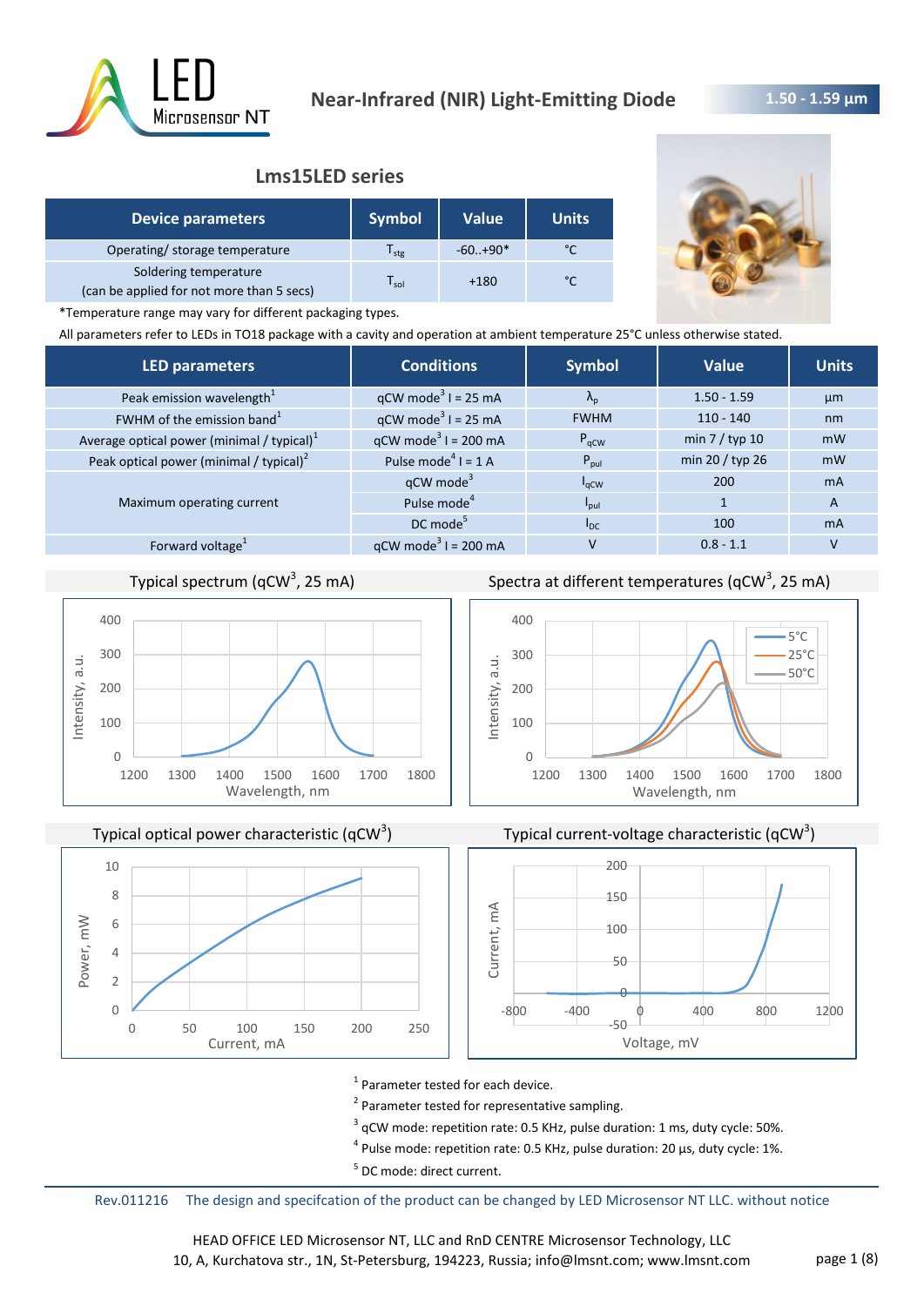# Near-Infrared (NIR) Light-Emitting Diode

**1.50 - 1.59 µm**

## Lms15LED series

| Device parameters | Symbol | Value | Units |
|---|---|---|---|
| Operating/ storage temperature | $T_{stg}$ | -60..+90* | °C |
| Soldering temperature (can be applied for not more than 5 secs) | $T_{sol}$ | +180 | °C |

*Temperature range may vary for different packaging types.

All parameters refer to LEDs in TO18 package with a cavity and operation at ambient temperature 25°C unless otherwise stated.

| LED parameters | Conditions | Symbol | Value | Units |
|---|---|---|---|---|
| Peak emission wavelength[1] | qCW mode[3] I = 25 mA | $\lambda_p$ | 1.50 - 1.59 | µm |
| FWHM of the emission band[1] | qCW mode[3] I = 25 mA | FWHM | 110 - 140 | nm |
| Average optical power (minimal / typical)[1] | qCW mode[3] I = 200 mA | $P_{qCW}$ | min 7 / typ 10 | mW |
| Peak optical power (minimal / typical)[2] | Pulse mode[4] I = 1 A | $P_{pul}$ | min 20 / typ 26 | mW |
| Maximum operating current | qCW mode[3] | $I_{qCW}$ | 200 | mA |
| | Pulse mode[4] | $I_{pul}$ | 1 | A |
| | DC mode[5] | $I_{DC}$ | 100 | mA |
| Forward voltage[1] | qCW mode[3] I = 200 mA | V | 0.8 - 1.1 | V |

Typical spectrum (qCW[3], 25 mA)

Spectra at different temperatures (qCW[3], 25 mA)

Typical optical power characteristic (qCW[3])

Typical current-voltage characteristic (qCW[3])

[1] Parameter tested for each device.

[2] Parameter tested for representative sampling.

[3] qCW mode: repetition rate: 0.5 KHz, pulse duration: 1 ms, duty cycle: 50%.

[4] Pulse mode: repetition rate: 0.5 KHz, pulse duration: 20 µs, duty cycle: 1%.

[5] DC mode: direct current.

Rev.011216 The design and specifcation of the product can be changed by LED Microsensor NT LLC. without notice

HEAD OFFICE LED Microsensor NT, LLC and RnD CENTRE Microsensor Technology, LLC
10, A, Kurchatova str., 1N, St-Petersburg, 194223, Russia; info@lmsnt.com; www.lmsnt.com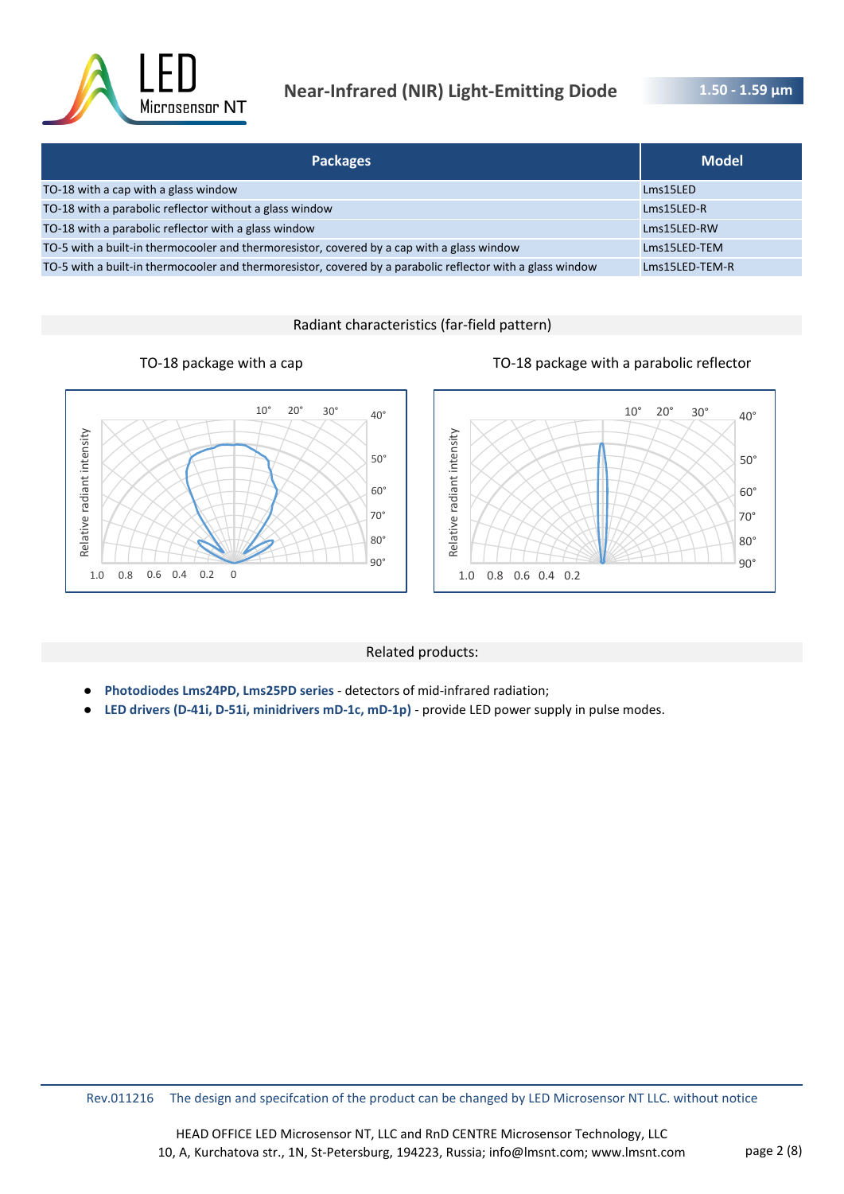| Packages | Model |
| --- | --- |
| TO-18 with a cap with a glass window | Lms15LED |
| TO-18 with a parabolic reflector without a glass window | Lms15LED-R |
| TO-18 with a parabolic reflector with a glass window | Lms15LED-RW |
| TO-5 with a built-in thermocooler and thermoresistor, covered by a cap with a glass window | Lms15LED-TEM |
| TO-5 with a built-in thermocooler and thermoresistor, covered by a parabolic reflector with a glass window | Lms15LED-TEM-R |

## Radiant characteristics (far-field pattern)

TO-18 package with a cap

TO-18 package with a parabolic reflector

## Related products:

- **Photodiodes Lms24PD, Lms25PD series** - detectors of mid-infrared radiation;
- **LED drivers (D-41i, D-51i, minidrivers mD-1c, mD-1p)** - provide LED power supply in pulse modes.

Rev.011216 The design and specifcation of the product can be changed by LED Microsensor NT LLC. without notice

HEAD OFFICE LED Microsensor NT, LLC and RnD CENTRE Microsensor Technology, LLC
10, A, Kurchatova str., 1N, St-Petersburg, 194223, Russia; info@lmsnt.com; www.lmsnt.com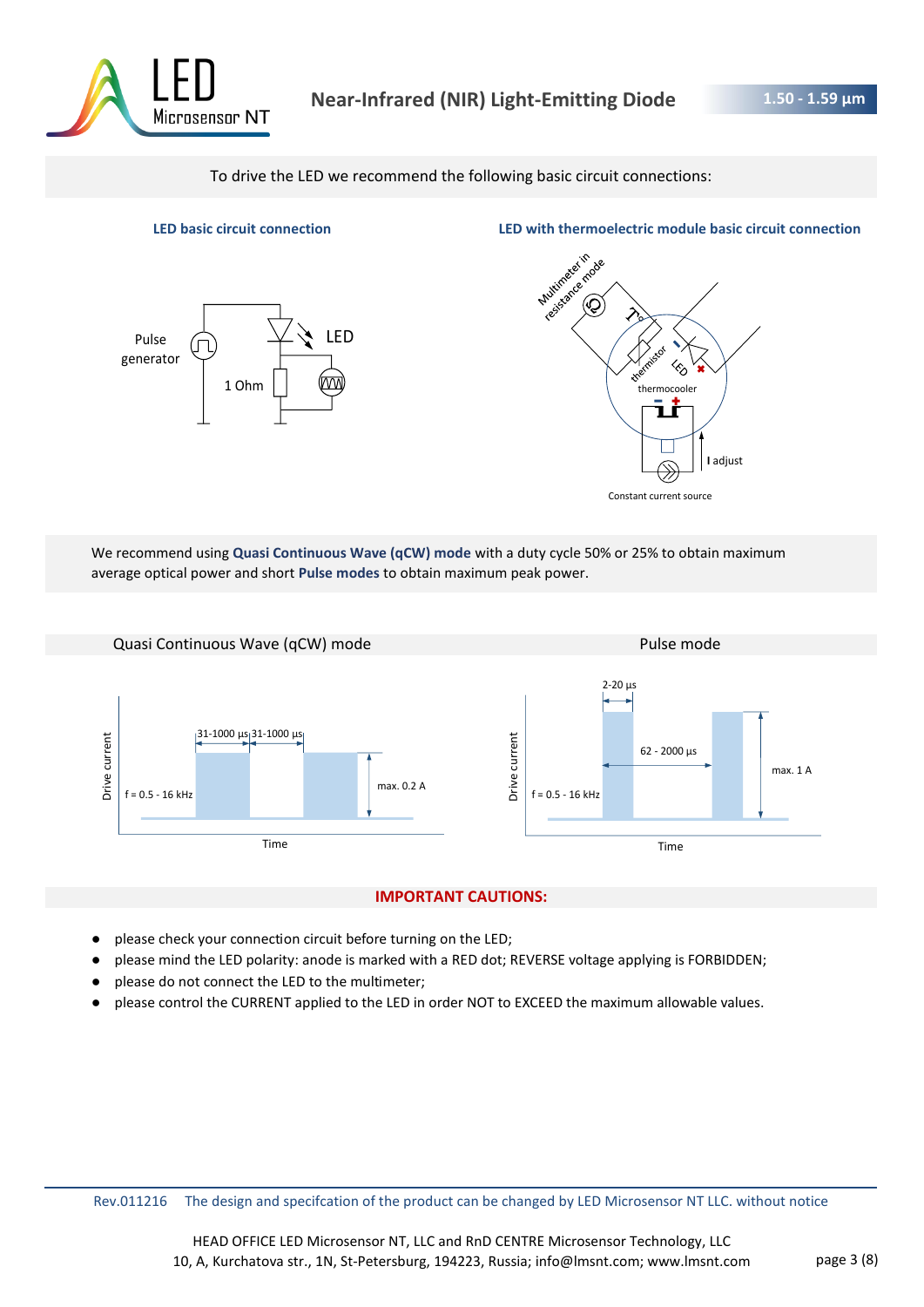To drive the LED we recommend the following basic circuit connections:

**LED basic circuit connection**

Pulse generator

LED

1 Ohm

**LED with thermoelectric module basic circuit connection**

Multimeter in resistance mode

thermistor

LED

thermocooler

I adjust

Constant current source

We recommend using **Quasi Continuous Wave (qCW) mode** with a duty cycle 50% or 25% to obtain maximum average optical power and short **Pulse modes** to obtain maximum peak power.

Quasi Continuous Wave (qCW) mode

Drive current

f = 0.5 - 16 kHz

31-1000 µs

31-1000 µs

max. 0.2 A

Time

Pulse mode

Drive current

f = 0.5 - 16 kHz

2-20 µs

62 - 2000 µs

max. 1 A

Time

**IMPORTANT CAUTIONS:**

- please check your connection circuit before turning on the LED;
- please mind the LED polarity: anode is marked with a RED dot; REVERSE voltage applying is FORBIDDEN;
- please do not connect the LED to the multimeter;
- please control the CURRENT applied to the LED in order NOT to EXCEED the maximum allowable values.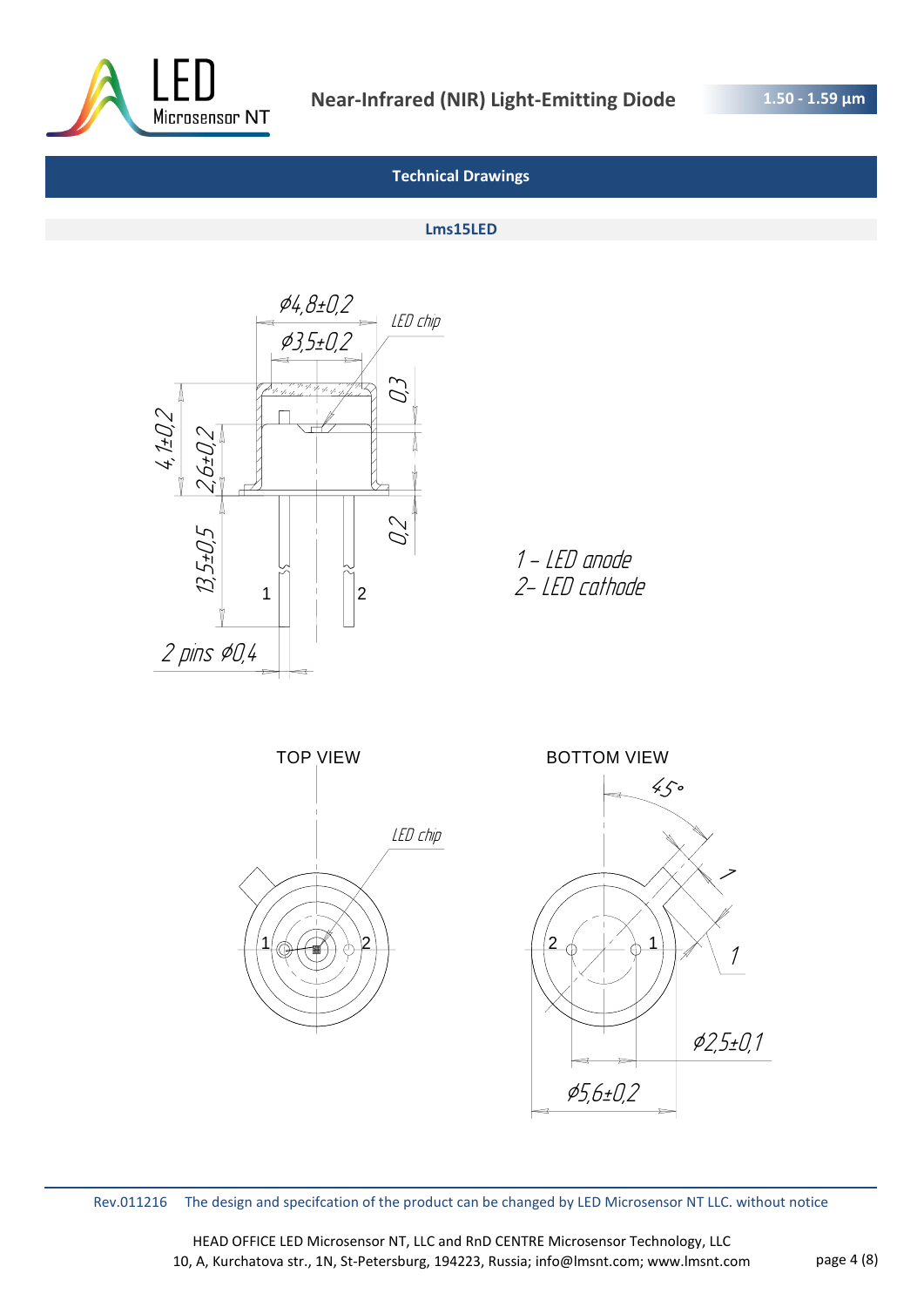## Technical Drawings

### Lms15LED

ø4,8±0,2

ø3,5±0,2

LED chip

0,3

4,1±0,2

2,6±0,2

0,2

13,5±0,5

1

2

2 pins ø0,4

1 – LED anode
2– LED cathode

TOP VIEW

LED chip

1

2

BOTTOM VIEW

45°

1

1

2

1

ø2,5±0,1

ø5,6±0,2

Rev.011216 The design and specifcation of the product can be changed by LED Microsensor NT LLC. without notice

HEAD OFFICE LED Microsensor NT, LLC and RnD CENTRE Microsensor Technology, LLC
10, A, Kurchatova str., 1N, St-Petersburg, 194223, Russia; info@lmsnt.com; www.lmsnt.com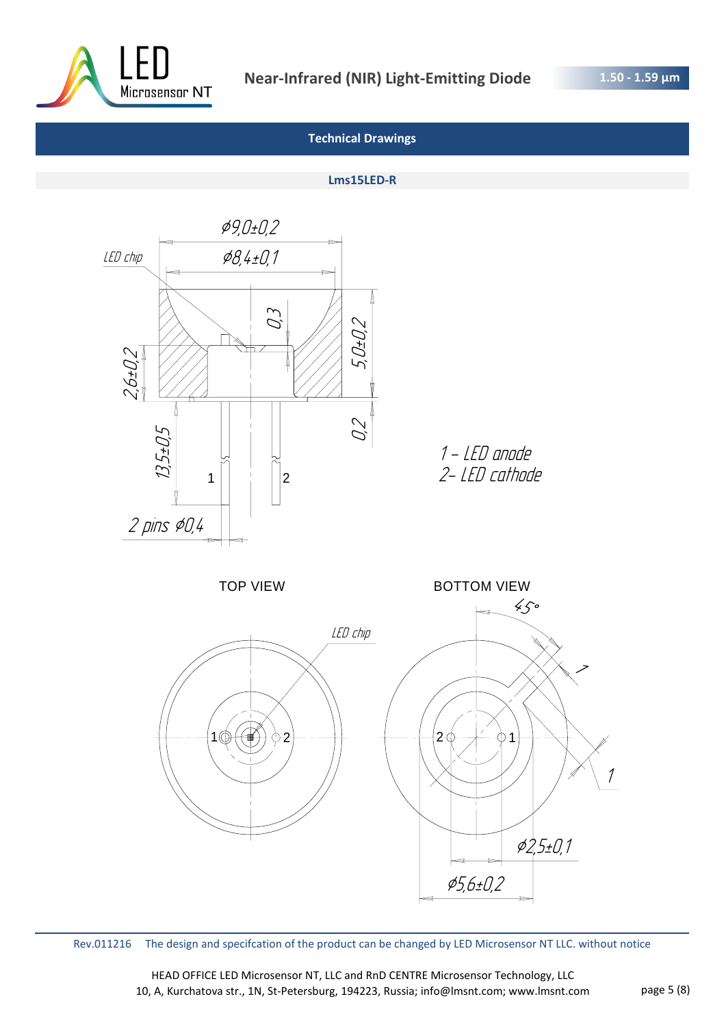## Technical Drawings

### Lms15LED-R

Ø9,0±0,2

Ø8,4±0,1

LED chip

0,3

5,0±0,2

2,6±0,2

13,5±0,5

0,2

1 2

2 pins Ø0,4

1 – LED anode
2– LED cathode

TOP VIEW

BOTTOM VIEW

LED chip

45°

1

1

Ø2,5±0,1

Ø5,6±0,2

Rev.011216 The design and specifcation of the product can be changed by LED Microsensor NT LLC. without notice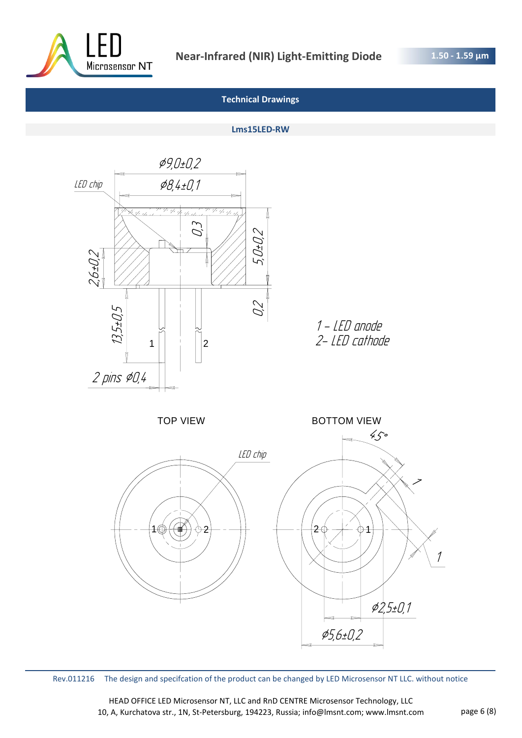## Technical Drawings

### Lms15LED-RW

ϕ9,0±0,2

ϕ8,4±0,1

LED chip

0,3

5,0±0,2

2,6±0,2

13,5±0,5

0,2

1 2

2 pins ϕ0,4

1 – LED anode
2– LED cathode

TOP VIEW

BOTTOM VIEW

LED chip

1 2

2 1

45°

1

1

ϕ2,5±0,1

ϕ5,6±0,2

Rev.011216 The design and specifcation of the product can be changed by LED Microsensor NT LLC. without notice

HEAD OFFICE LED Microsensor NT, LLC and RnD CENTRE Microsensor Technology, LLC
10, A, Kurchatova str., 1N, St-Petersburg, 194223, Russia; info@lmsnt.com; www.lmsnt.com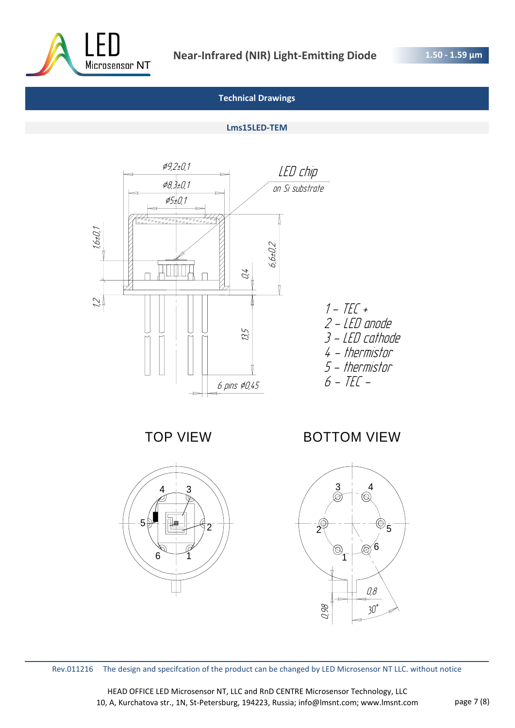Near-Infrared (NIR) Light-Emitting Diode

1.50 - 1.59 µm

## Technical Drawings

### Lms15LED-TEM

ø9,2±0,1

ø8,3±0,1

ø5±0,1

LED chip on Si substrate

1,6±0,1

6,6±0,2

0,4

1,2

13,5

6 pins ø0,45

1 – TEC +
2 – LED anode
3 – LED cathode
4 – thermistor
5 – thermistor
6 – TEC –

TOP VIEW

BOTTOM VIEW

0,8

30°

0,98

Rev.011216 The design and specifcation of the product can be changed by LED Microsensor NT LLC. without notice

HEAD OFFICE LED Microsensor NT, LLC and RnD CENTRE Microsensor Technology, LLC
10, A, Kurchatova str., 1N, St-Petersburg, 194223, Russia; info@lmsnt.com; www.lmsnt.com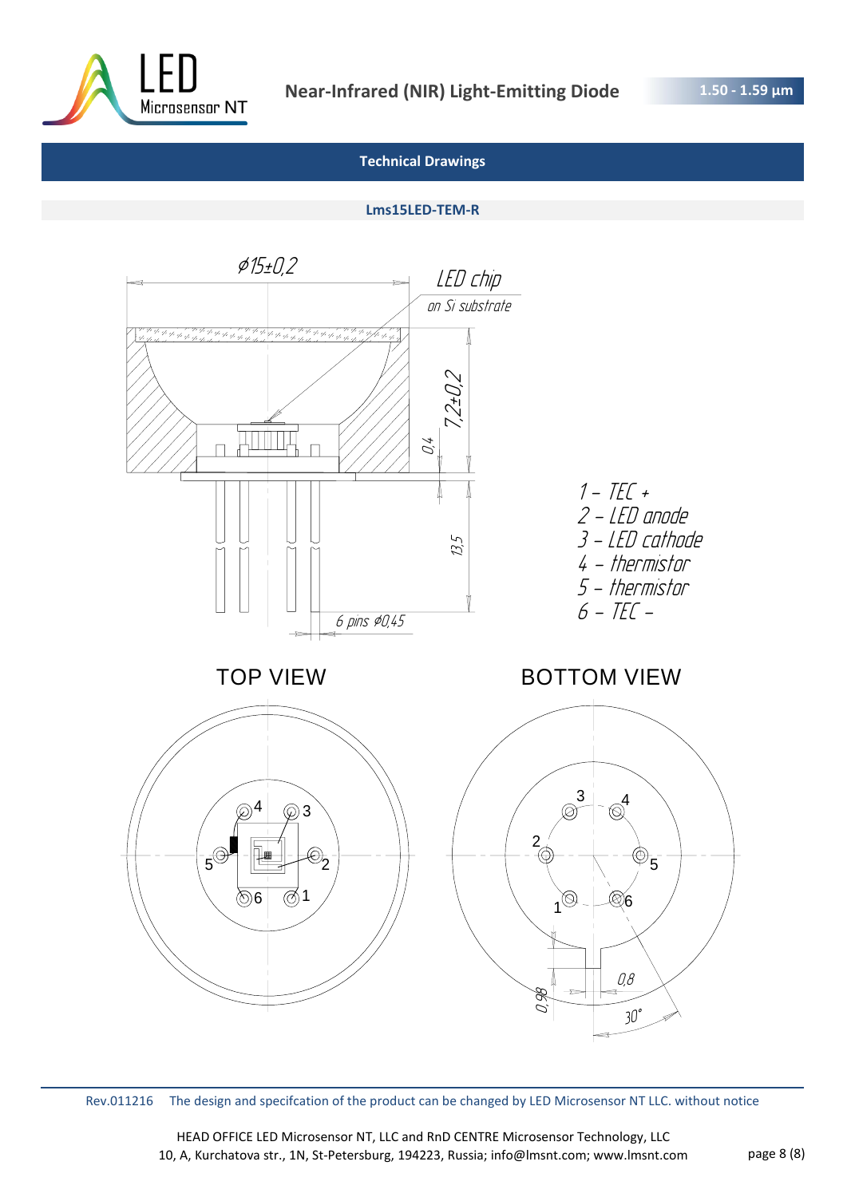## Technical Drawings

### Lms15LED-TEM-R

Ø15±0,2

LED chip

on Si substrate

7,2±0,2

0,4

13,5

6 pins Ø0,45

1 – TEC +
2 – LED anode
3 – LED cathode
4 – thermistor
5 – thermistor
6 – TEC –

TOP VIEW

4 3 5 2 6 1

BOTTOM VIEW

3 4 2 5 1 6

0,8

0,98

30°

Rev.011216 The design and specifcation of the product can be changed by LED Microsensor NT LLC. without notice

HEAD OFFICE LED Microsensor NT, LLC and RnD CENTRE Microsensor Technology, LLC
10, A, Kurchatova str., 1N, St-Petersburg, 194223, Russia; info@lmsnt.com; www.lmsnt.com